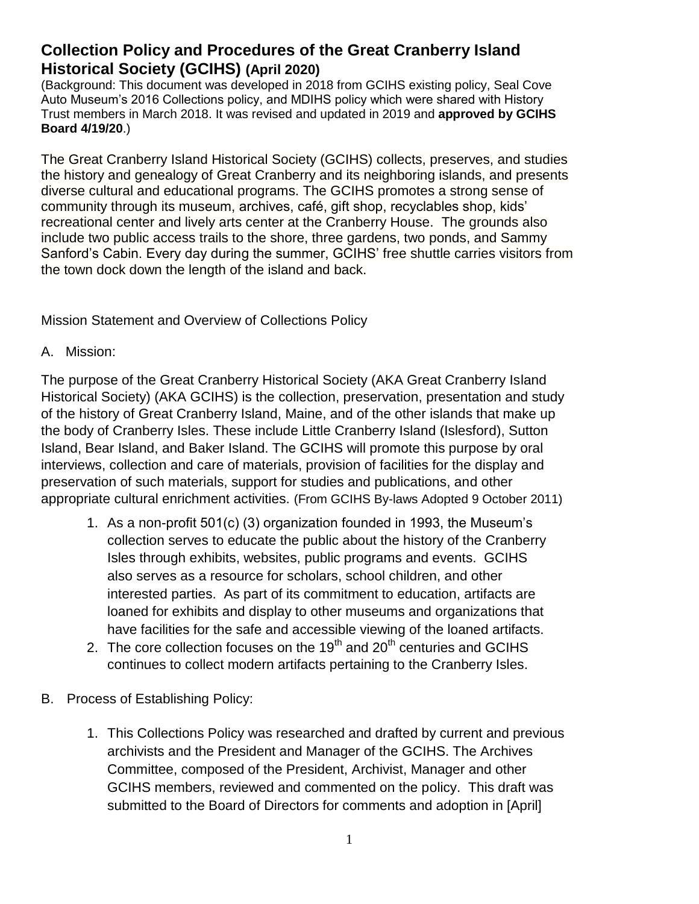# Collection Policy and Procedures of the Great Cranberry Island Historical Society (GCIHS) (April 2020)

(Background: This document was developed in 2018 from GCIHS existing policy, Seal Cove Auto Museum's 2016 Collections policy, and MDIHS policy which were shared with History Trust members in March 2018. It was revised and updated in 2019 and **approved by GCIHS Board 4/19/20**.)

The Great Cranberry Island Historical Society (GCIHS) collects, preserves, and studies the history and genealogy of Great Cranberry and its neighboring islands, and presents diverse cultural and educational programs. The GCIHS promotes a strong sense of community through its museum, archives, café, gift shop, recyclables shop, kids' recreational center and lively arts center at the Cranberry House. The grounds also include two public access trails to the shore, three gardens, two ponds, and Sammy Sanford's Cabin. Every day during the summer, GCIHS' free shuttle carries visitors from the town dock down the length of the island and back.

## Mission Statement and Overview of Collections Policy

A. Mission:

The purpose of the Great Cranberry Historical Society (AKA Great Cranberry Island Historical Society) (AKA GCIHS) is the collection, preservation, presentation and study of the history of Great Cranberry Island, Maine, and of the other islands that make up the body of Cranberry Isles. These include Little Cranberry Island (Islesford), Sutton Island, Bear Island, and Baker Island. The GCIHS will promote this purpose by oral interviews, collection and care of materials, provision of facilities for the display and preservation of such materials, support for studies and publications, and other appropriate cultural enrichment activities. (From GCIHS By-laws Adopted 9 October 2011)

1. As a non-profit 501(c) (3) organization founded in 1993, the Museum's collection serves to educate the public about the history of the Cranberry Isles through exhibits, websites, public programs and events. GCIHS also serves as a resource for scholars, school children, and other interested parties. As part of its commitment to education, artifacts are loaned for exhibits and display to other museums and organizations that have facilities for the safe and accessible viewing of the loaned artifacts.
2. The core collection focuses on the 19th and 20th centuries and GCIHS continues to collect modern artifacts pertaining to the Cranberry Isles.

B. Process of Establishing Policy:

1. This Collections Policy was researched and drafted by current and previous archivists and the President and Manager of the GCIHS. The Archives Committee, composed of the President, Archivist, Manager and other GCIHS members, reviewed and commented on the policy. This draft was submitted to the Board of Directors for comments and adoption in [April]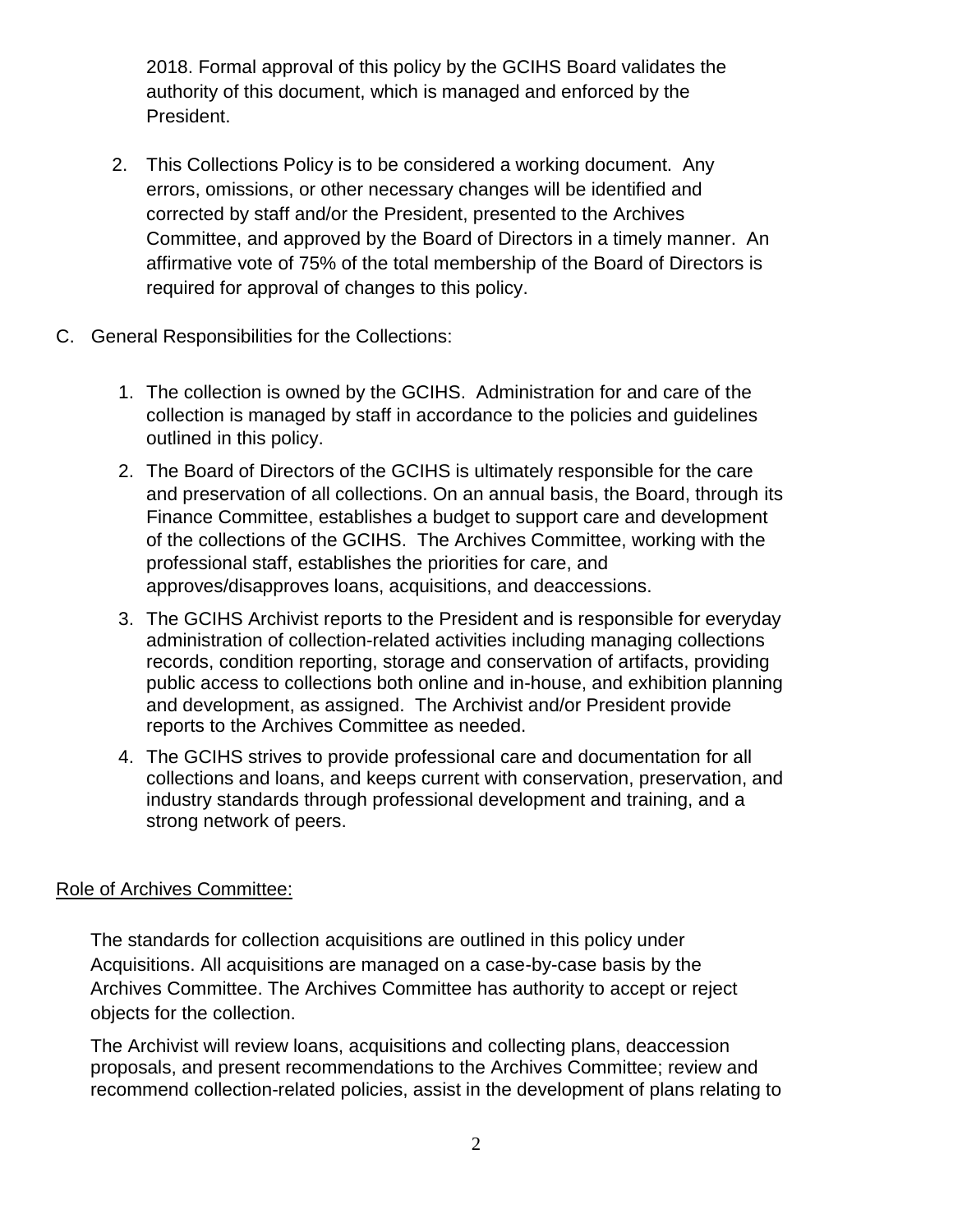2018. Formal approval of this policy by the GCIHS Board validates the authority of this document, which is managed and enforced by the President.

2. This Collections Policy is to be considered a working document. Any errors, omissions, or other necessary changes will be identified and corrected by staff and/or the President, presented to the Archives Committee, and approved by the Board of Directors in a timely manner. An affirmative vote of 75% of the total membership of the Board of Directors is required for approval of changes to this policy.

C. General Responsibilities for the Collections:

1. The collection is owned by the GCIHS. Administration for and care of the collection is managed by staff in accordance to the policies and guidelines outlined in this policy.
2. The Board of Directors of the GCIHS is ultimately responsible for the care and preservation of all collections. On an annual basis, the Board, through its Finance Committee, establishes a budget to support care and development of the collections of the GCIHS. The Archives Committee, working with the professional staff, establishes the priorities for care, and approves/disapproves loans, acquisitions, and deaccessions.
3. The GCIHS Archivist reports to the President and is responsible for everyday administration of collection-related activities including managing collections records, condition reporting, storage and conservation of artifacts, providing public access to collections both online and in-house, and exhibition planning and development, as assigned. The Archivist and/or President provide reports to the Archives Committee as needed.
4. The GCIHS strives to provide professional care and documentation for all collections and loans, and keeps current with conservation, preservation, and industry standards through professional development and training, and a strong network of peers.

<u>Role of Archives Committee:</u>

The standards for collection acquisitions are outlined in this policy under Acquisitions. All acquisitions are managed on a case-by-case basis by the Archives Committee. The Archives Committee has authority to accept or reject objects for the collection.

The Archivist will review loans, acquisitions and collecting plans, deaccession proposals, and present recommendations to the Archives Committee; review and recommend collection-related policies, assist in the development of plans relating to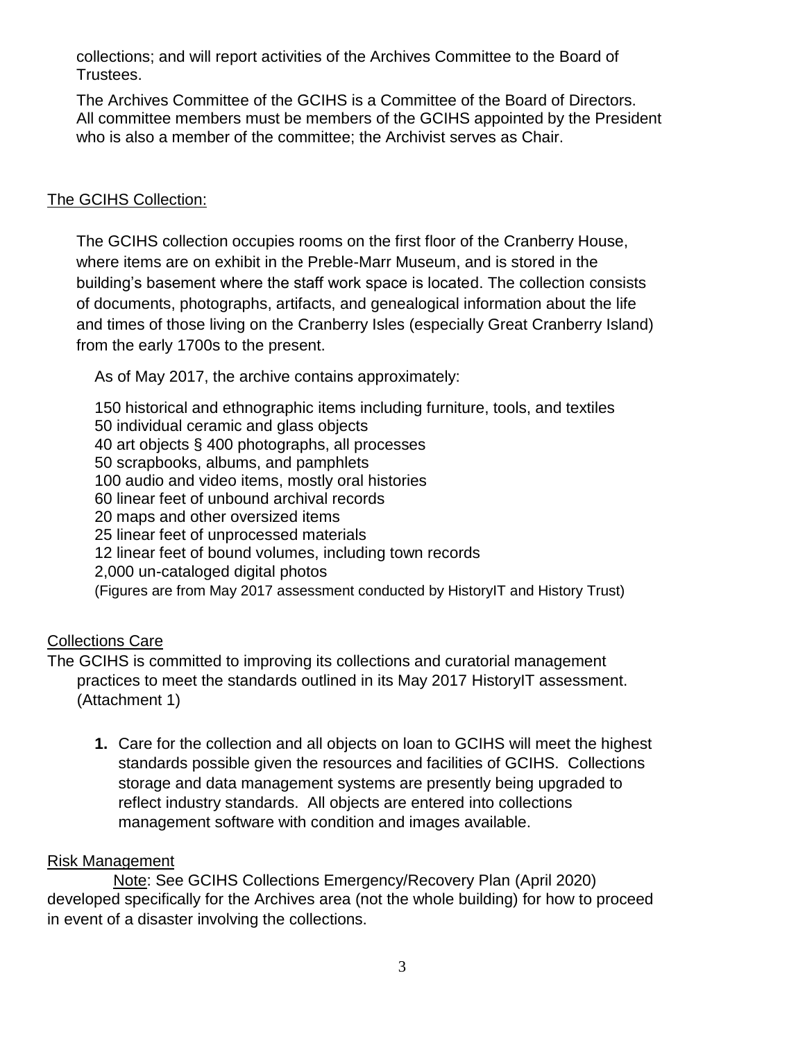collections; and will report activities of the Archives Committee to the Board of Trustees.

The Archives Committee of the GCIHS is a Committee of the Board of Directors. All committee members must be members of the GCIHS appointed by the President who is also a member of the committee; the Archivist serves as Chair.

## The GCIHS Collection:

The GCIHS collection occupies rooms on the first floor of the Cranberry House, where items are on exhibit in the Preble-Marr Museum, and is stored in the building's basement where the staff work space is located. The collection consists of documents, photographs, artifacts, and genealogical information about the life and times of those living on the Cranberry Isles (especially Great Cranberry Island) from the early 1700s to the present.

As of May 2017, the archive contains approximately:

150 historical and ethnographic items including furniture, tools, and textiles
50 individual ceramic and glass objects
40 art objects § 400 photographs, all processes
50 scrapbooks, albums, and pamphlets
100 audio and video items, mostly oral histories
60 linear feet of unbound archival records
20 maps and other oversized items
25 linear feet of unprocessed materials
12 linear feet of bound volumes, including town records
2,000 un-cataloged digital photos
(Figures are from May 2017 assessment conducted by HistoryIT and History Trust)

## Collections Care

The GCIHS is committed to improving its collections and curatorial management practices to meet the standards outlined in its May 2017 HistoryIT assessment. (Attachment 1)

1. Care for the collection and all objects on loan to GCIHS will meet the highest standards possible given the resources and facilities of GCIHS. Collections storage and data management systems are presently being upgraded to reflect industry standards. All objects are entered into collections management software with condition and images available.

## Risk Management

Note: See GCIHS Collections Emergency/Recovery Plan (April 2020) developed specifically for the Archives area (not the whole building) for how to proceed in event of a disaster involving the collections.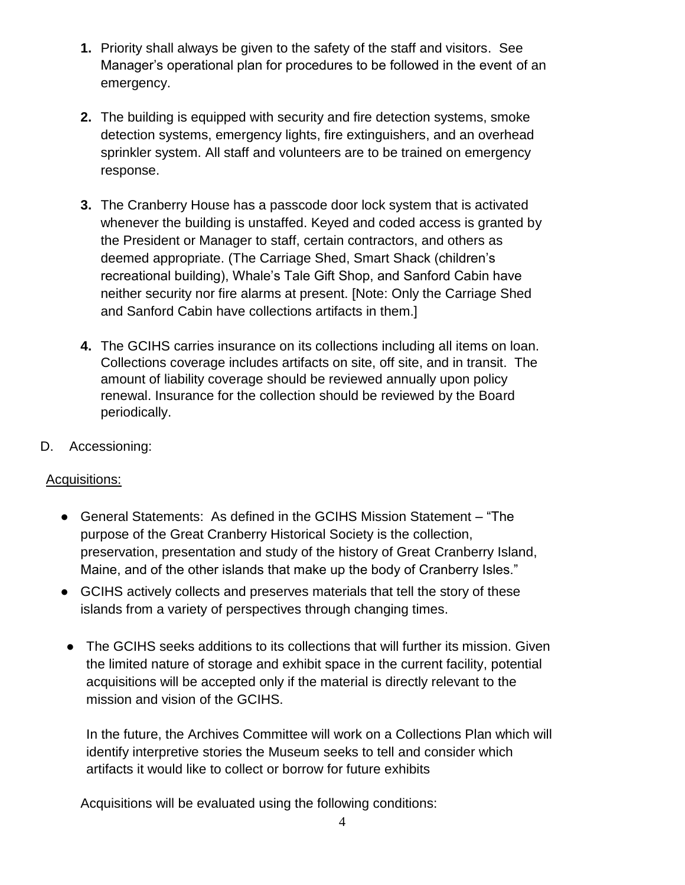1. **1.** Priority shall always be given to the safety of the staff and visitors. See Manager's operational plan for procedures to be followed in the event of an emergency.

2. **2.** The building is equipped with security and fire detection systems, smoke detection systems, emergency lights, fire extinguishers, and an overhead sprinkler system. All staff and volunteers are to be trained on emergency response.

3. **3.** The Cranberry House has a passcode door lock system that is activated whenever the building is unstaffed. Keyed and coded access is granted by the President or Manager to staff, certain contractors, and others as deemed appropriate. (The Carriage Shed, Smart Shack (children's recreational building), Whale's Tale Gift Shop, and Sanford Cabin have neither security nor fire alarms at present. [Note: Only the Carriage Shed and Sanford Cabin have collections artifacts in them.]

4. **4.** The GCIHS carries insurance on its collections including all items on loan. Collections coverage includes artifacts on site, off site, and in transit. The amount of liability coverage should be reviewed annually upon policy renewal. Insurance for the collection should be reviewed by the Board periodically.

D. Accessioning:

<u>Acquisitions:</u>

- General Statements: As defined in the GCIHS Mission Statement – "The purpose of the Great Cranberry Historical Society is the collection, preservation, presentation and study of the history of Great Cranberry Island, Maine, and of the other islands that make up the body of Cranberry Isles."
- GCIHS actively collects and preserves materials that tell the story of these islands from a variety of perspectives through changing times.
- The GCIHS seeks additions to its collections that will further its mission. Given the limited nature of storage and exhibit space in the current facility, potential acquisitions will be accepted only if the material is directly relevant to the mission and vision of the GCIHS.

  In the future, the Archives Committee will work on a Collections Plan which will identify interpretive stories the Museum seeks to tell and consider which artifacts it would like to collect or borrow for future exhibits

Acquisitions will be evaluated using the following conditions: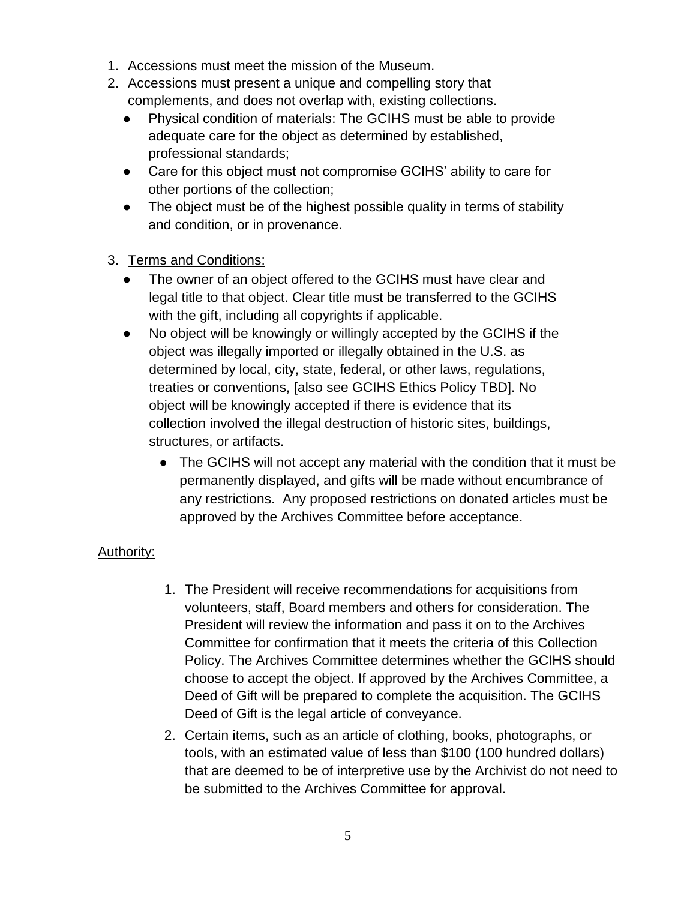1. Accessions must meet the mission of the Museum.
2. Accessions must present a unique and compelling story that complements, and does not overlap with, existing collections.
   - Physical condition of materials: The GCIHS must be able to provide adequate care for the object as determined by established, professional standards;
   - Care for this object must not compromise GCIHS' ability to care for other portions of the collection;
   - The object must be of the highest possible quality in terms of stability and condition, or in provenance.

3. Terms and Conditions:
   - The owner of an object offered to the GCIHS must have clear and legal title to that object. Clear title must be transferred to the GCIHS with the gift, including all copyrights if applicable.
   - No object will be knowingly or willingly accepted by the GCIHS if the object was illegally imported or illegally obtained in the U.S. as determined by local, city, state, federal, or other laws, regulations, treaties or conventions, [also see GCIHS Ethics Policy TBD]. No object will be knowingly accepted if there is evidence that its collection involved the illegal destruction of historic sites, buildings, structures, or artifacts.
     - The GCIHS will not accept any material with the condition that it must be permanently displayed, and gifts will be made without encumbrance of any restrictions. Any proposed restrictions on donated articles must be approved by the Archives Committee before acceptance.

Authority:

1. The President will receive recommendations for acquisitions from volunteers, staff, Board members and others for consideration. The President will review the information and pass it on to the Archives Committee for confirmation that it meets the criteria of this Collection Policy. The Archives Committee determines whether the GCIHS should choose to accept the object. If approved by the Archives Committee, a Deed of Gift will be prepared to complete the acquisition. The GCIHS Deed of Gift is the legal article of conveyance.
2. Certain items, such as an article of clothing, books, photographs, or tools, with an estimated value of less than $100 (100 hundred dollars) that are deemed to be of interpretive use by the Archivist do not need to be submitted to the Archives Committee for approval.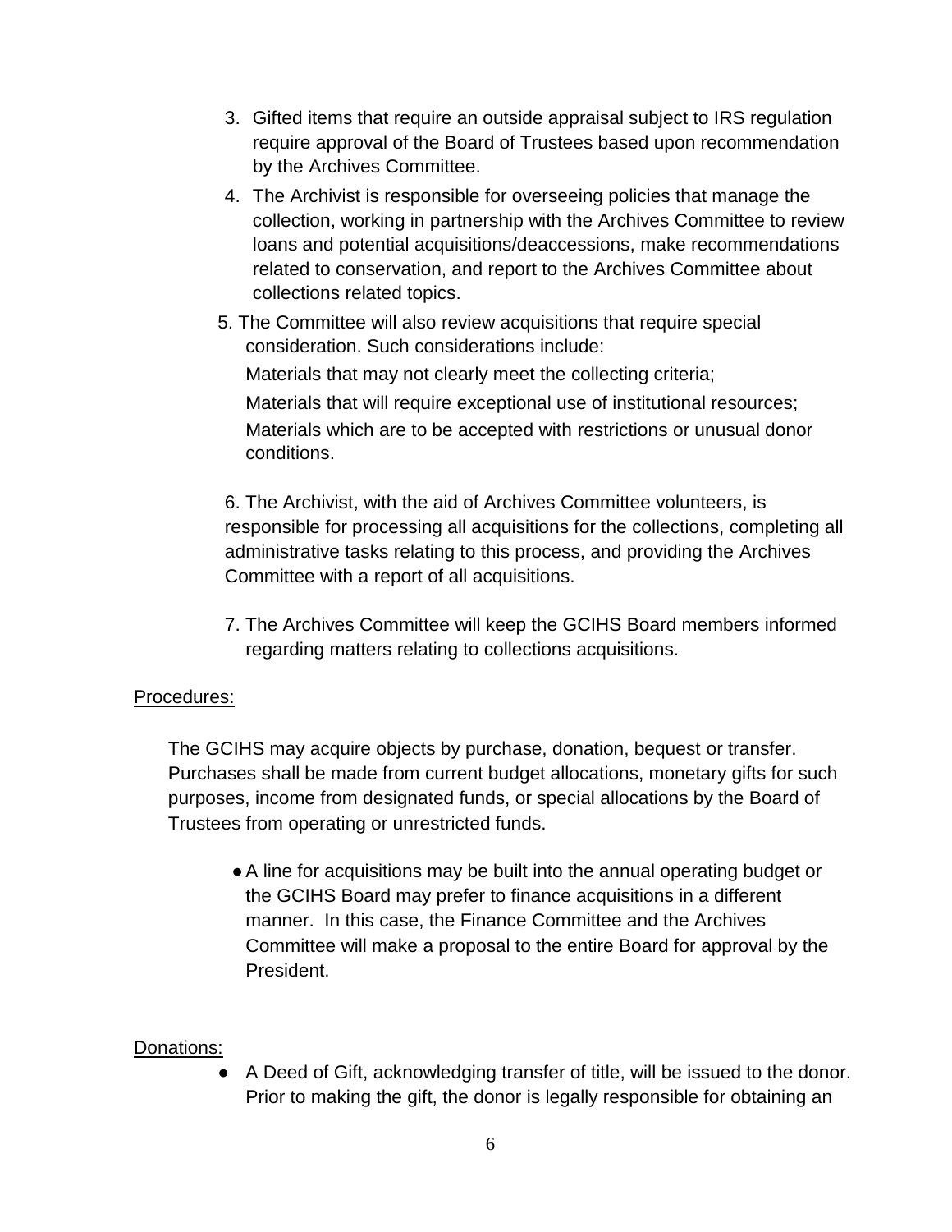3. Gifted items that require an outside appraisal subject to IRS regulation require approval of the Board of Trustees based upon recommendation by the Archives Committee.
4. The Archivist is responsible for overseeing policies that manage the collection, working in partnership with the Archives Committee to review loans and potential acquisitions/deaccessions, make recommendations related to conservation, and report to the Archives Committee about collections related topics.
5. The Committee will also review acquisitions that require special consideration. Such considerations include:

   Materials that may not clearly meet the collecting criteria;

   Materials that will require exceptional use of institutional resources;

   Materials which are to be accepted with restrictions or unusual donor conditions.

6. The Archivist, with the aid of Archives Committee volunteers, is responsible for processing all acquisitions for the collections, completing all administrative tasks relating to this process, and providing the Archives Committee with a report of all acquisitions.

7. The Archives Committee will keep the GCIHS Board members informed regarding matters relating to collections acquisitions.

<u>Procedures:</u>

The GCIHS may acquire objects by purchase, donation, bequest or transfer. Purchases shall be made from current budget allocations, monetary gifts for such purposes, income from designated funds, or special allocations by the Board of Trustees from operating or unrestricted funds.

- A line for acquisitions may be built into the annual operating budget or the GCIHS Board may prefer to finance acquisitions in a different manner. In this case, the Finance Committee and the Archives Committee will make a proposal to the entire Board for approval by the President.

<u>Donations:</u>

- A Deed of Gift, acknowledging transfer of title, will be issued to the donor. Prior to making the gift, the donor is legally responsible for obtaining an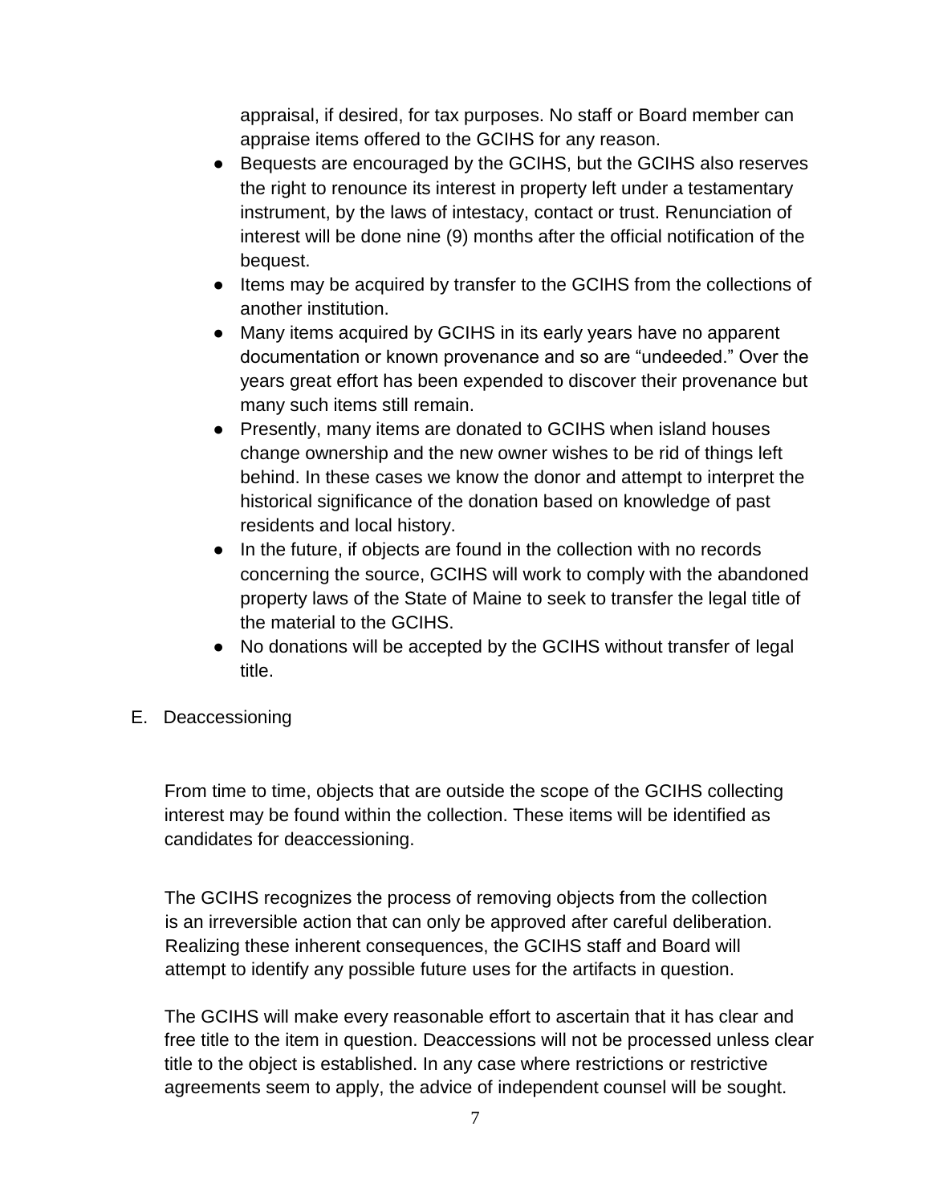appraisal, if desired, for tax purposes. No staff or Board member can appraise items offered to the GCIHS for any reason.

- Bequests are encouraged by the GCIHS, but the GCIHS also reserves the right to renounce its interest in property left under a testamentary instrument, by the laws of intestacy, contact or trust. Renunciation of interest will be done nine (9) months after the official notification of the bequest.
- Items may be acquired by transfer to the GCIHS from the collections of another institution.
- Many items acquired by GCIHS in its early years have no apparent documentation or known provenance and so are “undeeded.” Over the years great effort has been expended to discover their provenance but many such items still remain.
- Presently, many items are donated to GCIHS when island houses change ownership and the new owner wishes to be rid of things left behind. In these cases we know the donor and attempt to interpret the historical significance of the donation based on knowledge of past residents and local history.
- In the future, if objects are found in the collection with no records concerning the source, GCIHS will work to comply with the abandoned property laws of the State of Maine to seek to transfer the legal title of the material to the GCIHS.
- No donations will be accepted by the GCIHS without transfer of legal title.

E. Deaccessioning

From time to time, objects that are outside the scope of the GCIHS collecting interest may be found within the collection. These items will be identified as candidates for deaccessioning.

The GCIHS recognizes the process of removing objects from the collection is an irreversible action that can only be approved after careful deliberation. Realizing these inherent consequences, the GCIHS staff and Board will attempt to identify any possible future uses for the artifacts in question.

The GCIHS will make every reasonable effort to ascertain that it has clear and free title to the item in question. Deaccessions will not be processed unless clear title to the object is established. In any case where restrictions or restrictive agreements seem to apply, the advice of independent counsel will be sought.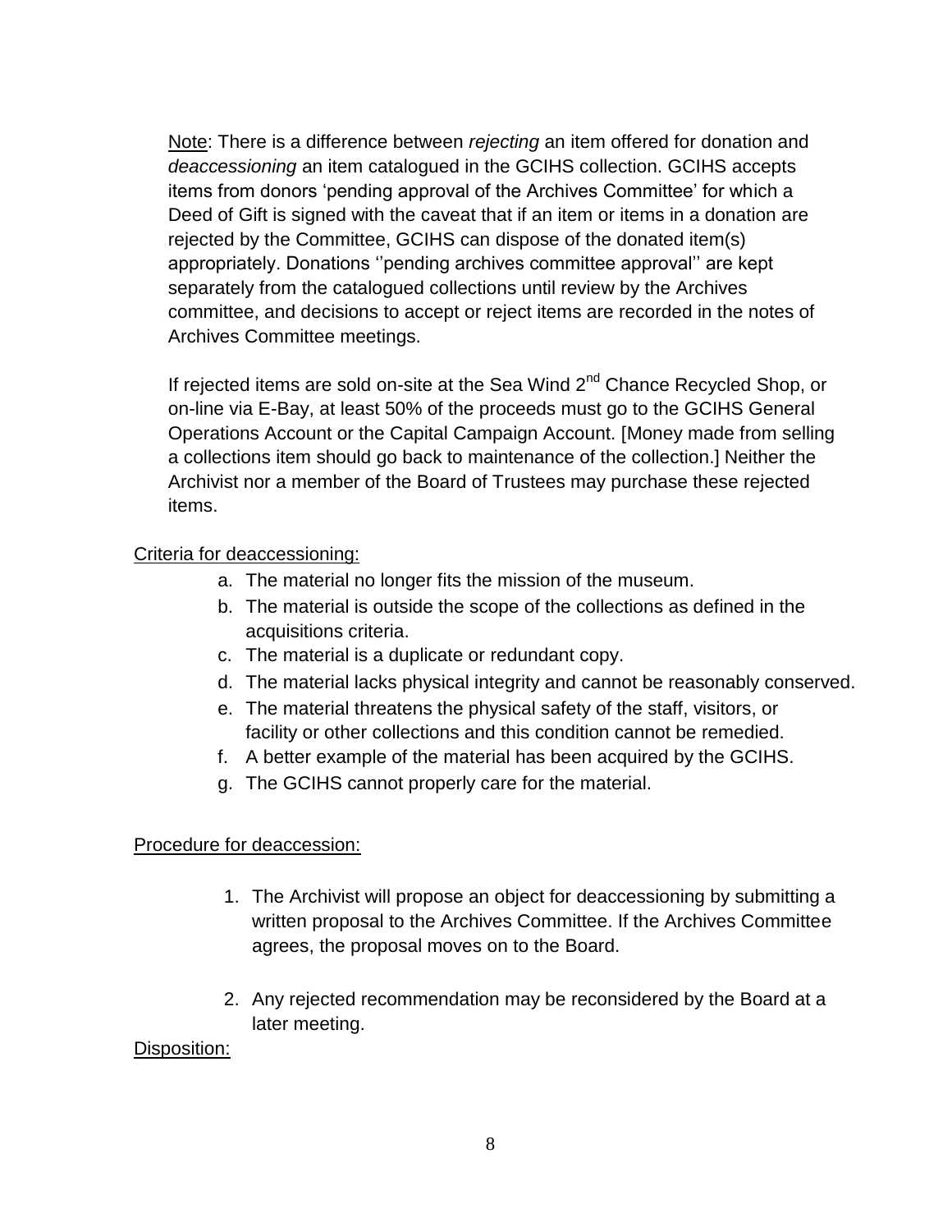Note: There is a difference between *rejecting* an item offered for donation and *deaccessioning* an item catalogued in the GCIHS collection. GCIHS accepts items from donors 'pending approval of the Archives Committee' for which a Deed of Gift is signed with the caveat that if an item or items in a donation are rejected by the Committee, GCIHS can dispose of the donated item(s) appropriately. Donations ''pending archives committee approval'' are kept separately from the catalogued collections until review by the Archives committee, and decisions to accept or reject items are recorded in the notes of Archives Committee meetings.

If rejected items are sold on-site at the Sea Wind 2nd Chance Recycled Shop, or on-line via E-Bay, at least 50% of the proceeds must go to the GCIHS General Operations Account or the Capital Campaign Account. [Money made from selling a collections item should go back to maintenance of the collection.] Neither the Archivist nor a member of the Board of Trustees may purchase these rejected items.

Criteria for deaccessioning:

a. The material no longer fits the mission of the museum.
b. The material is outside the scope of the collections as defined in the acquisitions criteria.
c. The material is a duplicate or redundant copy.
d. The material lacks physical integrity and cannot be reasonably conserved.
e. The material threatens the physical safety of the staff, visitors, or facility or other collections and this condition cannot be remedied.
f. A better example of the material has been acquired by the GCIHS.
g. The GCIHS cannot properly care for the material.

Procedure for deaccession:

1. The Archivist will propose an object for deaccessioning by submitting a written proposal to the Archives Committee. If the Archives Committee agrees, the proposal moves on to the Board.

2. Any rejected recommendation may be reconsidered by the Board at a later meeting.

Disposition: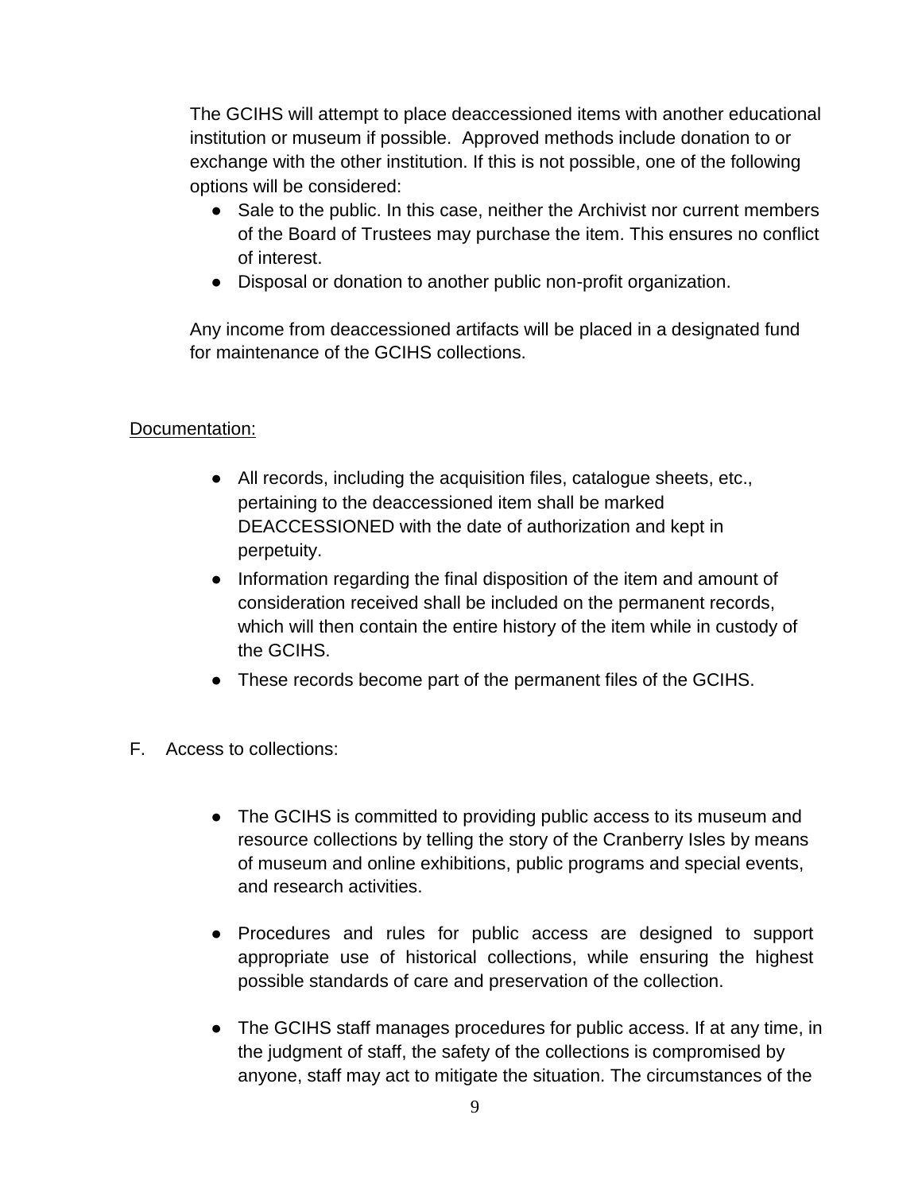The GCIHS will attempt to place deaccessioned items with another educational institution or museum if possible. Approved methods include donation to or exchange with the other institution. If this is not possible, one of the following options will be considered:

- Sale to the public. In this case, neither the Archivist nor current members of the Board of Trustees may purchase the item. This ensures no conflict of interest.
- Disposal or donation to another public non-profit organization.

Any income from deaccessioned artifacts will be placed in a designated fund for maintenance of the GCIHS collections.

<u>Documentation:</u>

- All records, including the acquisition files, catalogue sheets, etc., pertaining to the deaccessioned item shall be marked DEACCESSIONED with the date of authorization and kept in perpetuity.
- Information regarding the final disposition of the item and amount of consideration received shall be included on the permanent records, which will then contain the entire history of the item while in custody of the GCIHS.
- These records become part of the permanent files of the GCIHS.

F. Access to collections:

- The GCIHS is committed to providing public access to its museum and resource collections by telling the story of the Cranberry Isles by means of museum and online exhibitions, public programs and special events, and research activities.

- Procedures and rules for public access are designed to support appropriate use of historical collections, while ensuring the highest possible standards of care and preservation of the collection.

- The GCIHS staff manages procedures for public access. If at any time, in the judgment of staff, the safety of the collections is compromised by anyone, staff may act to mitigate the situation. The circumstances of the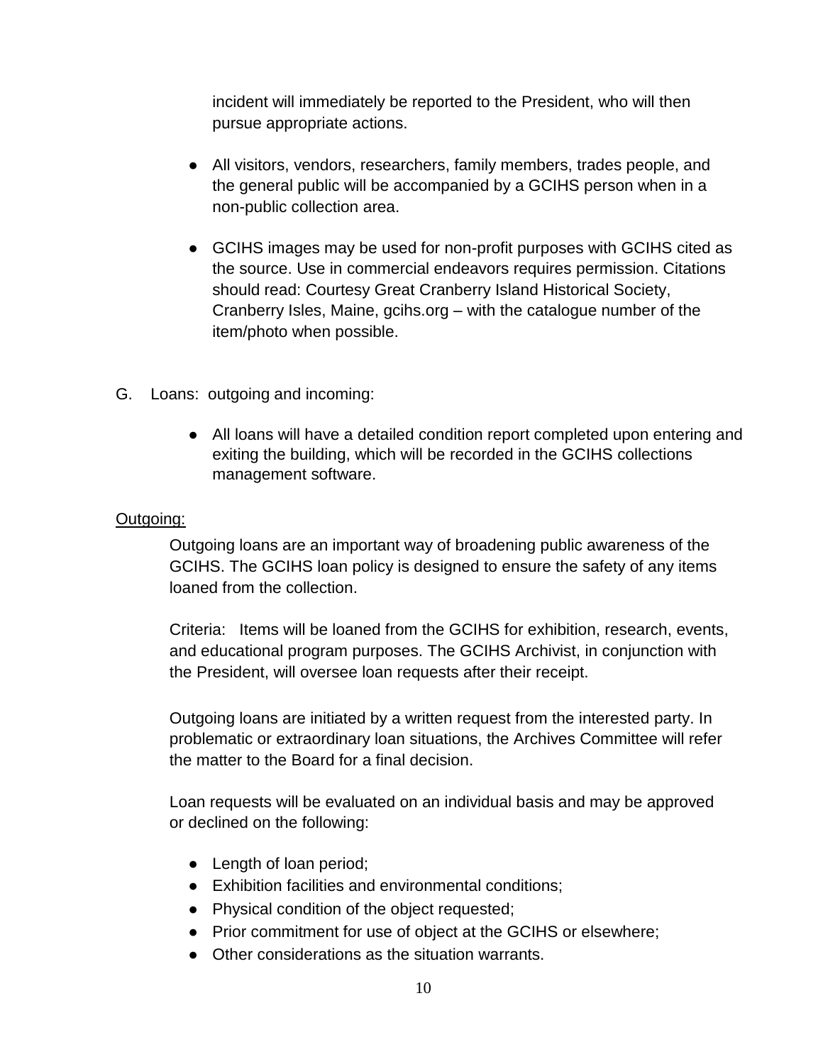incident will immediately be reported to the President, who will then pursue appropriate actions.

- All visitors, vendors, researchers, family members, trades people, and the general public will be accompanied by a GCIHS person when in a non-public collection area.

- GCIHS images may be used for non-profit purposes with GCIHS cited as the source. Use in commercial endeavors requires permission. Citations should read: Courtesy Great Cranberry Island Historical Society, Cranberry Isles, Maine, gcihs.org – with the catalogue number of the item/photo when possible.

G. Loans: outgoing and incoming:

- All loans will have a detailed condition report completed upon entering and exiting the building, which will be recorded in the GCIHS collections management software.

<u>Outgoing:</u>

Outgoing loans are an important way of broadening public awareness of the GCIHS. The GCIHS loan policy is designed to ensure the safety of any items loaned from the collection.

Criteria: Items will be loaned from the GCIHS for exhibition, research, events, and educational program purposes. The GCIHS Archivist, in conjunction with the President, will oversee loan requests after their receipt.

Outgoing loans are initiated by a written request from the interested party. In problematic or extraordinary loan situations, the Archives Committee will refer the matter to the Board for a final decision.

Loan requests will be evaluated on an individual basis and may be approved or declined on the following:

- Length of loan period;
- Exhibition facilities and environmental conditions;
- Physical condition of the object requested;
- Prior commitment for use of object at the GCIHS or elsewhere;
- Other considerations as the situation warrants.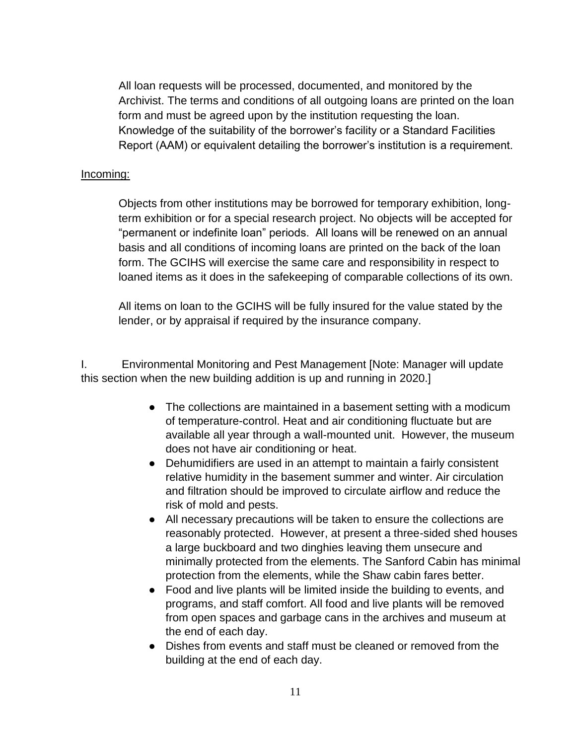All loan requests will be processed, documented, and monitored by the Archivist. The terms and conditions of all outgoing loans are printed on the loan form and must be agreed upon by the institution requesting the loan. Knowledge of the suitability of the borrower's facility or a Standard Facilities Report (AAM) or equivalent detailing the borrower's institution is a requirement.

Incoming:

Objects from other institutions may be borrowed for temporary exhibition, long-term exhibition or for a special research project. No objects will be accepted for "permanent or indefinite loan" periods. All loans will be renewed on an annual basis and all conditions of incoming loans are printed on the back of the loan form. The GCIHS will exercise the same care and responsibility in respect to loaned items as it does in the safekeeping of comparable collections of its own.

All items on loan to the GCIHS will be fully insured for the value stated by the lender, or by appraisal if required by the insurance company.

I. Environmental Monitoring and Pest Management [Note: Manager will update this section when the new building addition is up and running in 2020.]

- The collections are maintained in a basement setting with a modicum of temperature-control. Heat and air conditioning fluctuate but are available all year through a wall-mounted unit. However, the museum does not have air conditioning or heat.
- Dehumidifiers are used in an attempt to maintain a fairly consistent relative humidity in the basement summer and winter. Air circulation and filtration should be improved to circulate airflow and reduce the risk of mold and pests.
- All necessary precautions will be taken to ensure the collections are reasonably protected. However, at present a three-sided shed houses a large buckboard and two dinghies leaving them unsecure and minimally protected from the elements. The Sanford Cabin has minimal protection from the elements, while the Shaw cabin fares better.
- Food and live plants will be limited inside the building to events, and programs, and staff comfort. All food and live plants will be removed from open spaces and garbage cans in the archives and museum at the end of each day.
- Dishes from events and staff must be cleaned or removed from the building at the end of each day.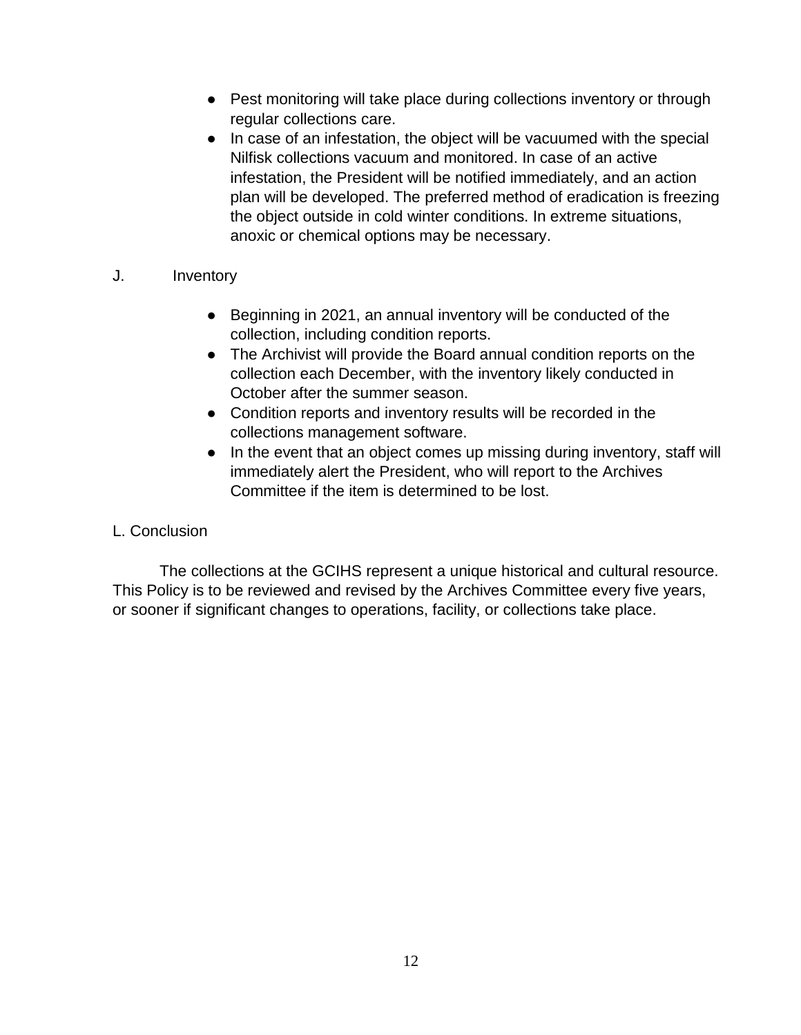- Pest monitoring will take place during collections inventory or through regular collections care.
- In case of an infestation, the object will be vacuumed with the special Nilfisk collections vacuum and monitored. In case of an active infestation, the President will be notified immediately, and an action plan will be developed. The preferred method of eradication is freezing the object outside in cold winter conditions. In extreme situations, anoxic or chemical options may be necessary.

## J. Inventory

- Beginning in 2021, an annual inventory will be conducted of the collection, including condition reports.
- The Archivist will provide the Board annual condition reports on the collection each December, with the inventory likely conducted in October after the summer season.
- Condition reports and inventory results will be recorded in the collections management software.
- In the event that an object comes up missing during inventory, staff will immediately alert the President, who will report to the Archives Committee if the item is determined to be lost.

## L. Conclusion

The collections at the GCIHS represent a unique historical and cultural resource. This Policy is to be reviewed and revised by the Archives Committee every five years, or sooner if significant changes to operations, facility, or collections take place.